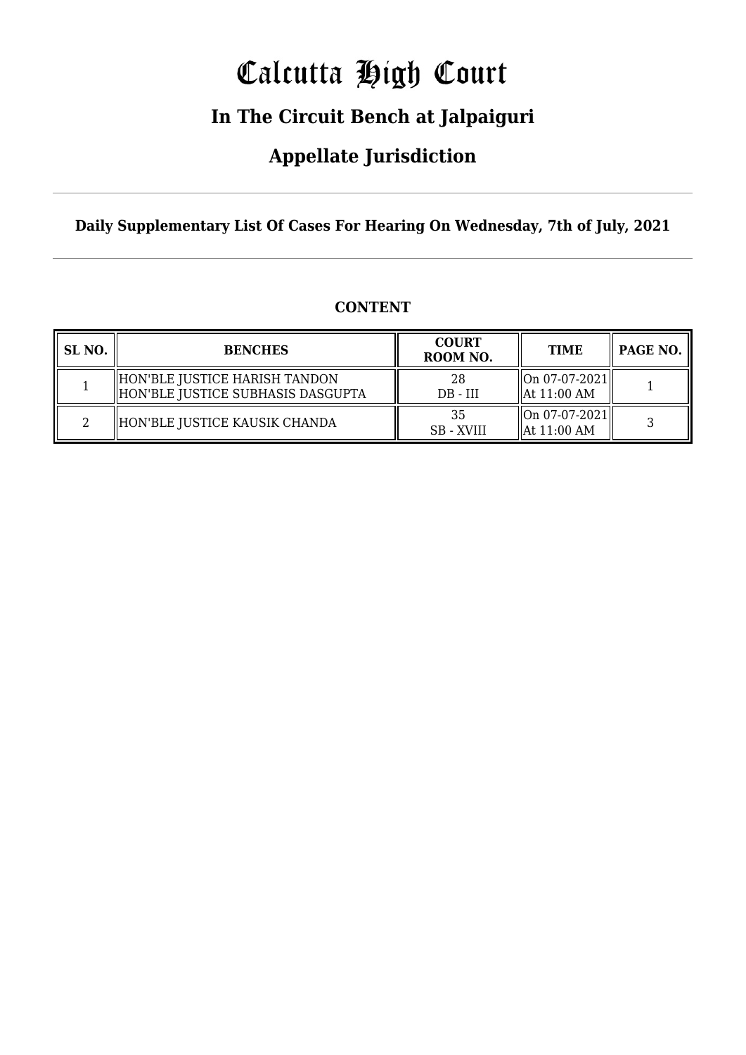# Calcutta High Court

## In The Circuit Bench at Jalpaiguri

## Appellate Jurisdiction

**Daily Supplementary List Of Cases For Hearing On Wednesday, 7th of July, 2021**

### CONTENT

| SL NO. | BENCHES | COURT ROOM NO. | TIME | PAGE NO. |
|---|---|---|---|---|
| 1 | HON'BLE JUSTICE HARISH TANDON<br>HON'BLE JUSTICE SUBHASIS DASGUPTA | 28<br>DB - III | On 07-07-2021<br>At 11:00 AM | 1 |
| 2 | HON'BLE JUSTICE KAUSIK CHANDA | 35<br>SB - XVIII | On 07-07-2021<br>At 11:00 AM | 3 |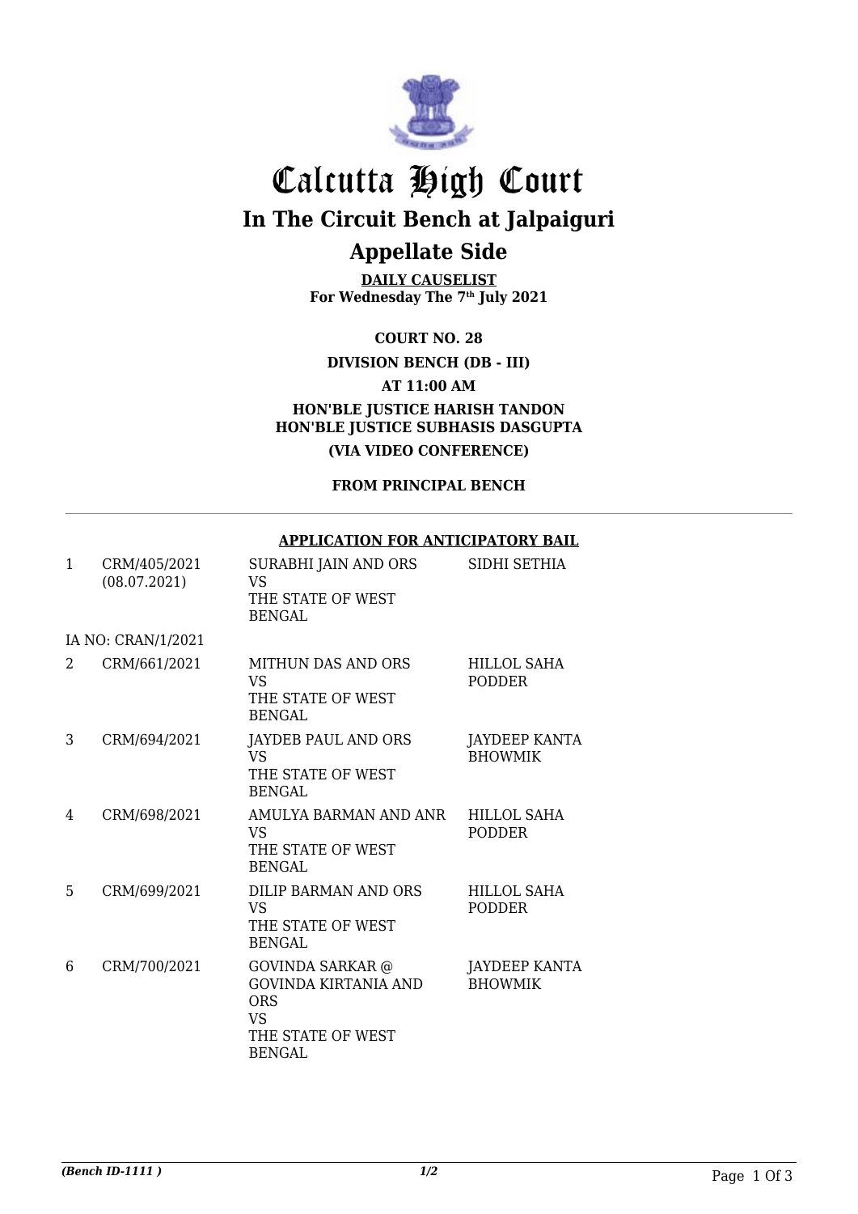# Calcutta High Court

## In The Circuit Bench at Jalpaiguri

## Appellate Side

**DAILY CAUSELIST**
**For Wednesday The 7th July 2021**

**COURT NO. 28**

**DIVISION BENCH (DB - III)**

**AT 11:00 AM**

**HON'BLE JUSTICE HARISH TANDON**
**HON'BLE JUSTICE SUBHASIS DASGUPTA**

**(VIA VIDEO CONFERENCE)**

**FROM PRINCIPAL BENCH**

---

**APPLICATION FOR ANTICIPATORY BAIL**

| | | | |
|---|---|---|---|
| 1 | CRM/405/2021 (08.07.2021) | SURABHI JAIN AND ORS VS THE STATE OF WEST BENGAL | SIDHI SETHIA |
| IA NO: CRAN/1/2021 | | | |
| 2 | CRM/661/2021 | MITHUN DAS AND ORS VS THE STATE OF WEST BENGAL | HILLOL SAHA PODDER |
| 3 | CRM/694/2021 | JAYDEB PAUL AND ORS VS THE STATE OF WEST BENGAL | JAYDEEP KANTA BHOWMIK |
| 4 | CRM/698/2021 | AMULYA BARMAN AND ANR VS THE STATE OF WEST BENGAL | HILLOL SAHA PODDER |
| 5 | CRM/699/2021 | DILIP BARMAN AND ORS VS THE STATE OF WEST BENGAL | HILLOL SAHA PODDER |
| 6 | CRM/700/2021 | GOVINDA SARKAR @ GOVINDA KIRTANIA AND ORS VS THE STATE OF WEST BENGAL | JAYDEEP KANTA BHOWMIK |

*(Bench ID-1111 )* *1/2*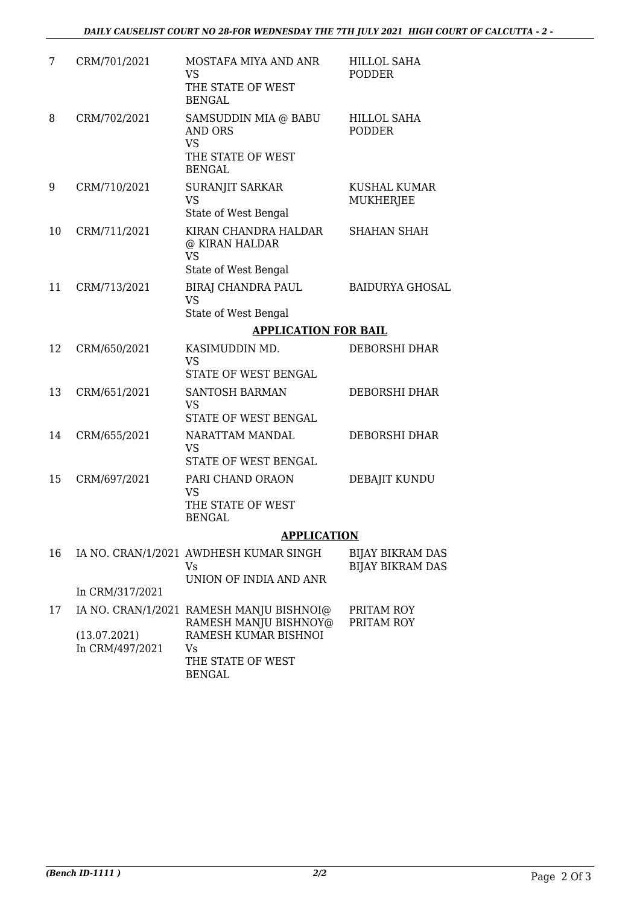| | | | |
|---|---|---|---|
| 7 | CRM/701/2021 | MOSTAFA MIYA AND ANR<br>VS<br>THE STATE OF WEST BENGAL | HILLOL SAHA PODDER |
| 8 | CRM/702/2021 | SAMSUDDIN MIA @ BABU AND ORS<br>VS<br>THE STATE OF WEST BENGAL | HILLOL SAHA PODDER |
| 9 | CRM/710/2021 | SURANJIT SARKAR<br>VS<br>State of West Bengal | KUSHAL KUMAR MUKHERJEE |
| 10 | CRM/711/2021 | KIRAN CHANDRA HALDAR @ KIRAN HALDAR<br>VS<br>State of West Bengal | SHAHAN SHAH |
| 11 | CRM/713/2021 | BIRAJ CHANDRA PAUL<br>VS<br>State of West Bengal | BAIDURYA GHOSAL |

**APPLICATION FOR BAIL**

| | | | |
|---|---|---|---|
| 12 | CRM/650/2021 | KASIMUDDIN MD.<br>VS<br>STATE OF WEST BENGAL | DEBORSHI DHAR |
| 13 | CRM/651/2021 | SANTOSH BARMAN<br>VS<br>STATE OF WEST BENGAL | DEBORSHI DHAR |
| 14 | CRM/655/2021 | NARATTAM MANDAL<br>VS<br>STATE OF WEST BENGAL | DEBORSHI DHAR |
| 15 | CRM/697/2021 | PARI CHAND ORAON<br>VS<br>THE STATE OF WEST BENGAL | DEBAJIT KUNDU |

**APPLICATION**

| | | | |
|---|---|---|---|
| 16 | IA NO. CRAN/1/2021<br>In CRM/317/2021 | AWDHESH KUMAR SINGH<br>Vs<br>UNION OF INDIA AND ANR | BIJAY BIKRAM DAS<br>BIJAY BIKRAM DAS |
| 17 | IA NO. CRAN/1/2021<br>(13.07.2021)<br>In CRM/497/2021 | RAMESH MANJU BISHNOI@ RAMESH MANJU BISHNOY@ RAMESH KUMAR BISHNOI<br>Vs<br>THE STATE OF WEST BENGAL | PRITAM ROY<br>PRITAM ROY |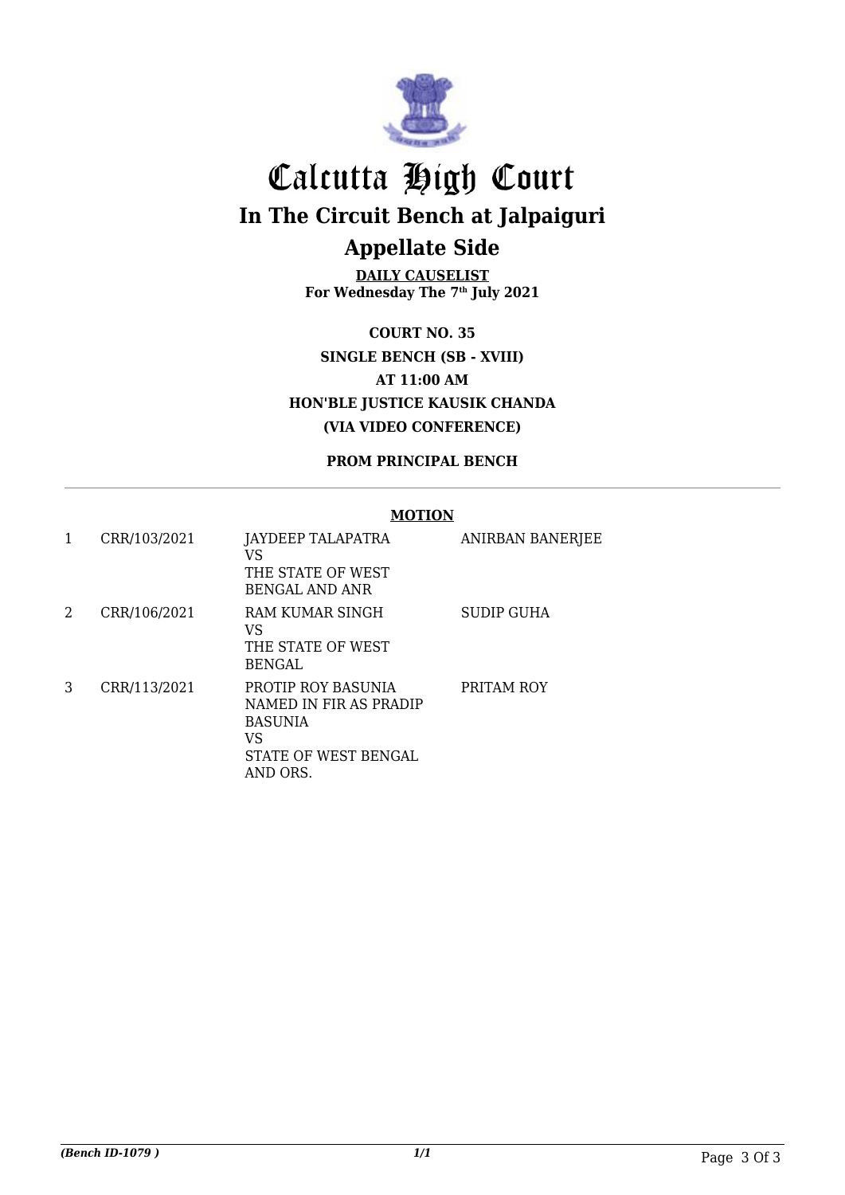# Calcutta High Court

## In The Circuit Bench at Jalpaiguri

## Appellate Side

**DAILY CAUSELIST**
**For Wednesday The 7th July 2021**

**COURT NO. 35**
**SINGLE BENCH (SB - XVIII)**
**AT 11:00 AM**
**HON'BLE JUSTICE KAUSIK CHANDA**
**(VIA VIDEO CONFERENCE)**

**PROM PRINCIPAL BENCH**

**MOTION**

| | | | |
|---|---|---|---|
| 1 | CRR/103/2021 | JAYDEEP TALAPATRA<br>VS<br>THE STATE OF WEST BENGAL AND ANR | ANIRBAN BANERJEE |
| 2 | CRR/106/2021 | RAM KUMAR SINGH<br>VS<br>THE STATE OF WEST BENGAL | SUDIP GUHA |
| 3 | CRR/113/2021 | PROTIP ROY BASUNIA NAMED IN FIR AS PRADIP BASUNIA<br>VS<br>STATE OF WEST BENGAL AND ORS. | PRITAM ROY |

*(Bench ID-1079 )*